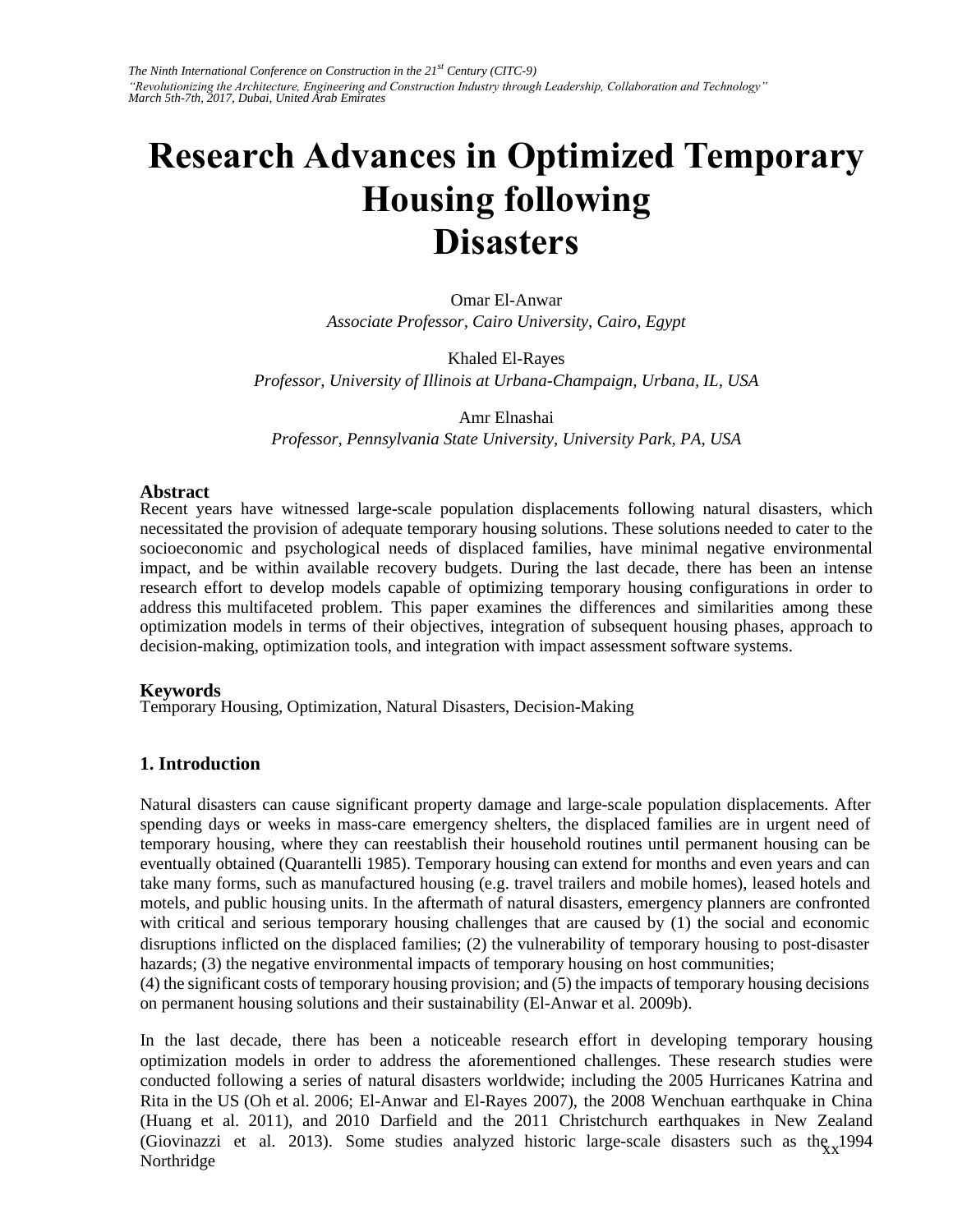# Research Advances in Optimized Temporary Housing following Disasters

Omar El-Anwar
*Associate Professor, Cairo University, Cairo, Egypt*

Khaled El-Rayes
*Professor, University of Illinois at Urbana-Champaign, Urbana, IL, USA*

Amr Elnashai
*Professor, Pennsylvania State University, University Park, PA, USA*

## Abstract

Recent years have witnessed large-scale population displacements following natural disasters, which necessitated the provision of adequate temporary housing solutions. These solutions needed to cater to the socioeconomic and psychological needs of displaced families, have minimal negative environmental impact, and be within available recovery budgets. During the last decade, there has been an intense research effort to develop models capable of optimizing temporary housing configurations in order to address this multifaceted problem. This paper examines the differences and similarities among these optimization models in terms of their objectives, integration of subsequent housing phases, approach to decision-making, optimization tools, and integration with impact assessment software systems.

## Keywords

Temporary Housing, Optimization, Natural Disasters, Decision-Making

## 1. Introduction

Natural disasters can cause significant property damage and large-scale population displacements. After spending days or weeks in mass-care emergency shelters, the displaced families are in urgent need of temporary housing, where they can reestablish their household routines until permanent housing can be eventually obtained (Quarantelli 1985). Temporary housing can extend for months and even years and can take many forms, such as manufactured housing (e.g. travel trailers and mobile homes), leased hotels and motels, and public housing units. In the aftermath of natural disasters, emergency planners are confronted with critical and serious temporary housing challenges that are caused by (1) the social and economic disruptions inflicted on the displaced families; (2) the vulnerability of temporary housing to post-disaster hazards; (3) the negative environmental impacts of temporary housing on host communities; (4) the significant costs of temporary housing provision; and (5) the impacts of temporary housing decisions on permanent housing solutions and their sustainability (El-Anwar et al. 2009b).

In the last decade, there has been a noticeable research effort in developing temporary housing optimization models in order to address the aforementioned challenges. These research studies were conducted following a series of natural disasters worldwide; including the 2005 Hurricanes Katrina and Rita in the US (Oh et al. 2006; El-Anwar and El-Rayes 2007), the 2008 Wenchuan earthquake in China (Huang et al. 2011), and 2010 Darfield and the 2011 Christchurch earthquakes in New Zealand (Giovinazzi et al. 2013). Some studies analyzed historic large-scale disasters such as the 1994 Northridge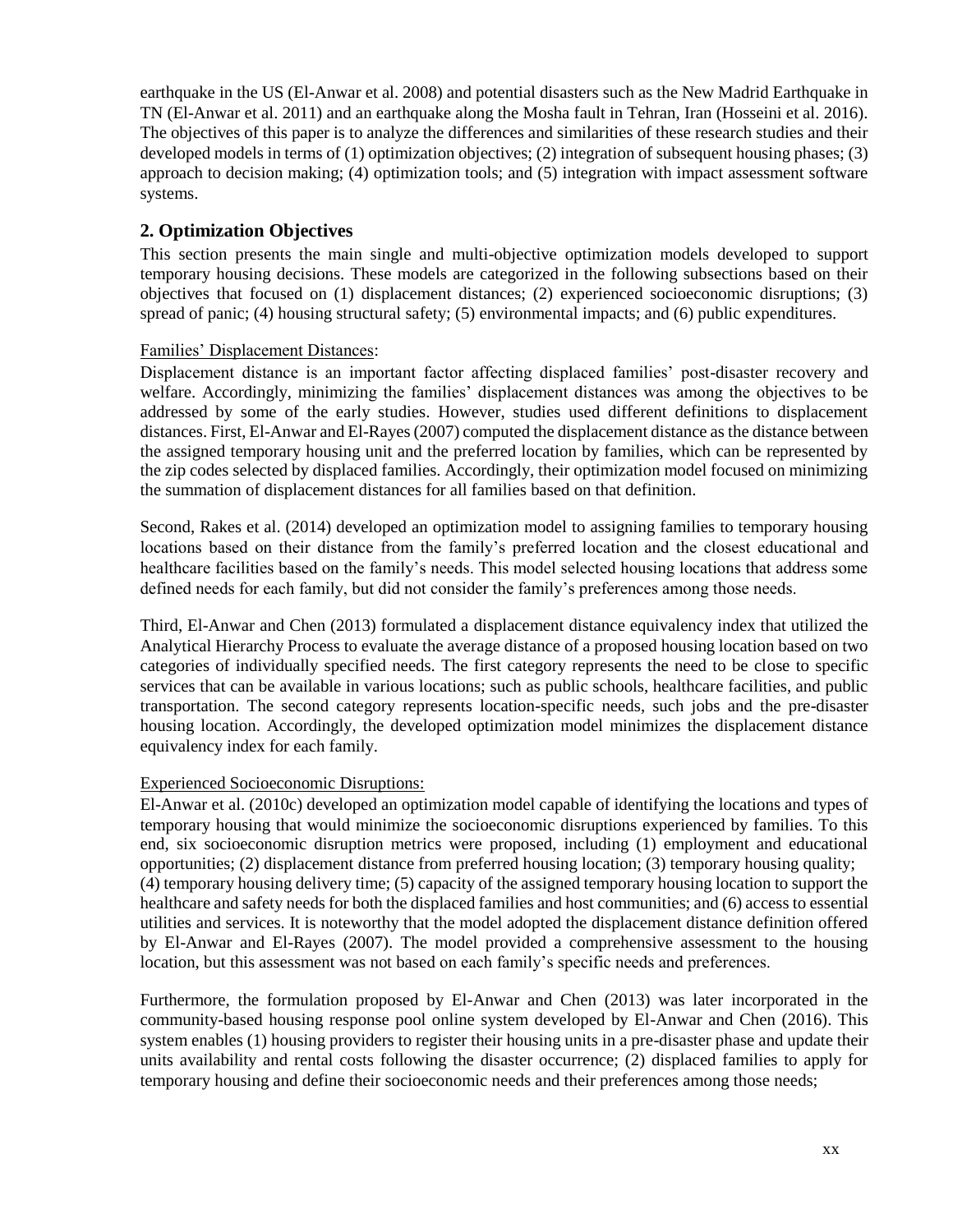earthquake in the US (El-Anwar et al. 2008) and potential disasters such as the New Madrid Earthquake in TN (El-Anwar et al. 2011) and an earthquake along the Mosha fault in Tehran, Iran (Hosseini et al. 2016). The objectives of this paper is to analyze the differences and similarities of these research studies and their developed models in terms of (1) optimization objectives; (2) integration of subsequent housing phases; (3) approach to decision making; (4) optimization tools; and (5) integration with impact assessment software systems.

## 2. Optimization Objectives

This section presents the main single and multi-objective optimization models developed to support temporary housing decisions. These models are categorized in the following subsections based on their objectives that focused on (1) displacement distances; (2) experienced socioeconomic disruptions; (3) spread of panic; (4) housing structural safety; (5) environmental impacts; and (6) public expenditures.

Families' Displacement Distances:

Displacement distance is an important factor affecting displaced families' post-disaster recovery and welfare. Accordingly, minimizing the families' displacement distances was among the objectives to be addressed by some of the early studies. However, studies used different definitions to displacement distances. First, El-Anwar and El-Rayes (2007) computed the displacement distance as the distance between the assigned temporary housing unit and the preferred location by families, which can be represented by the zip codes selected by displaced families. Accordingly, their optimization model focused on minimizing the summation of displacement distances for all families based on that definition.

Second, Rakes et al. (2014) developed an optimization model to assigning families to temporary housing locations based on their distance from the family's preferred location and the closest educational and healthcare facilities based on the family's needs. This model selected housing locations that address some defined needs for each family, but did not consider the family's preferences among those needs.

Third, El-Anwar and Chen (2013) formulated a displacement distance equivalency index that utilized the Analytical Hierarchy Process to evaluate the average distance of a proposed housing location based on two categories of individually specified needs. The first category represents the need to be close to specific services that can be available in various locations; such as public schools, healthcare facilities, and public transportation. The second category represents location-specific needs, such jobs and the pre-disaster housing location. Accordingly, the developed optimization model minimizes the displacement distance equivalency index for each family.

Experienced Socioeconomic Disruptions:

El-Anwar et al. (2010c) developed an optimization model capable of identifying the locations and types of temporary housing that would minimize the socioeconomic disruptions experienced by families. To this end, six socioeconomic disruption metrics were proposed, including (1) employment and educational opportunities; (2) displacement distance from preferred housing location; (3) temporary housing quality; (4) temporary housing delivery time; (5) capacity of the assigned temporary housing location to support the healthcare and safety needs for both the displaced families and host communities; and (6) access to essential utilities and services. It is noteworthy that the model adopted the displacement distance definition offered by El-Anwar and El-Rayes (2007). The model provided a comprehensive assessment to the housing location, but this assessment was not based on each family's specific needs and preferences.

Furthermore, the formulation proposed by El-Anwar and Chen (2013) was later incorporated in the community-based housing response pool online system developed by El-Anwar and Chen (2016). This system enables (1) housing providers to register their housing units in a pre-disaster phase and update their units availability and rental costs following the disaster occurrence; (2) displaced families to apply for temporary housing and define their socioeconomic needs and their preferences among those needs;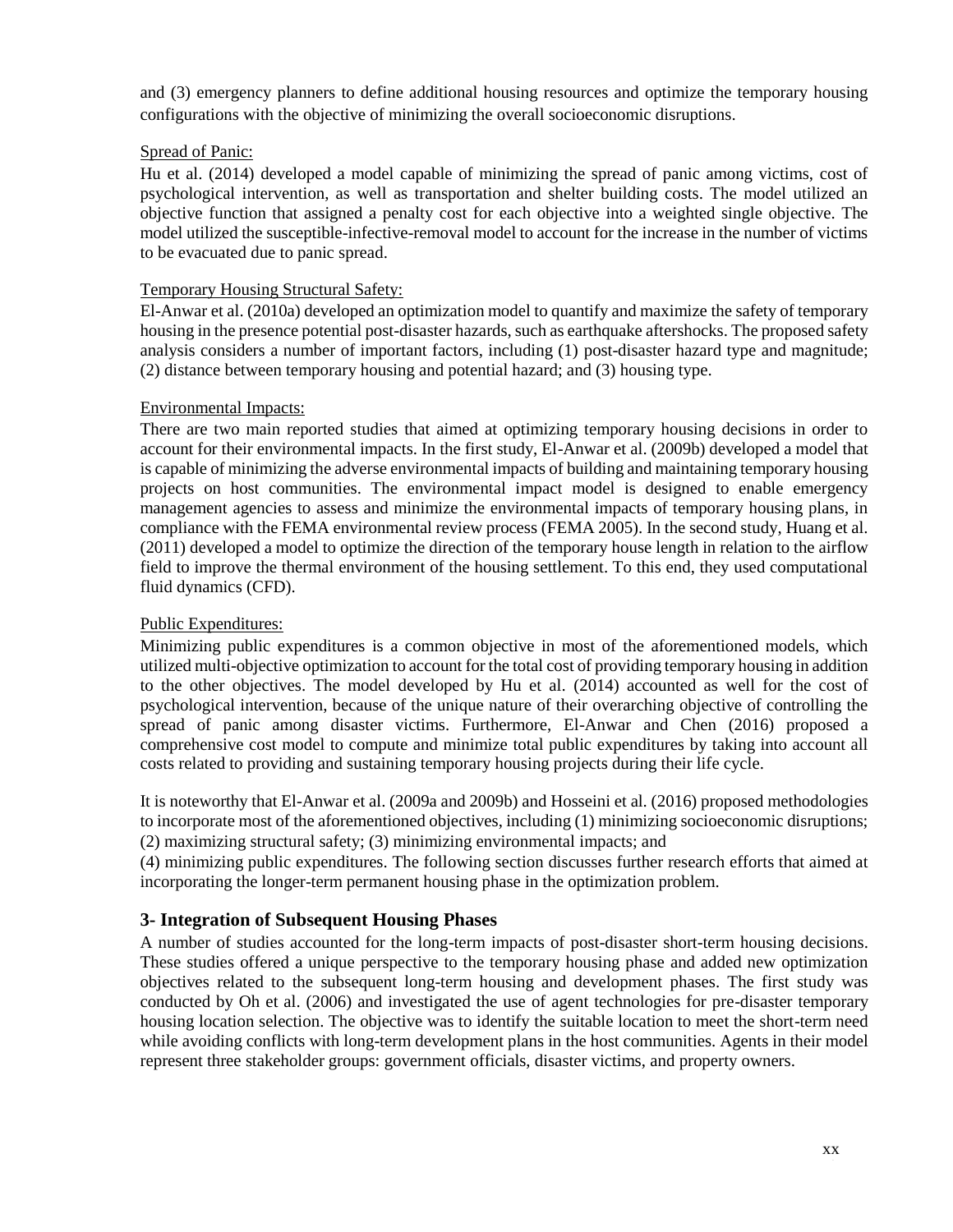and (3) emergency planners to define additional housing resources and optimize the temporary housing configurations with the objective of minimizing the overall socioeconomic disruptions.

Spread of Panic:

Hu et al. (2014) developed a model capable of minimizing the spread of panic among victims, cost of psychological intervention, as well as transportation and shelter building costs. The model utilized an objective function that assigned a penalty cost for each objective into a weighted single objective. The model utilized the susceptible-infective-removal model to account for the increase in the number of victims to be evacuated due to panic spread.

Temporary Housing Structural Safety:

El-Anwar et al. (2010a) developed an optimization model to quantify and maximize the safety of temporary housing in the presence potential post-disaster hazards, such as earthquake aftershocks. The proposed safety analysis considers a number of important factors, including (1) post-disaster hazard type and magnitude; (2) distance between temporary housing and potential hazard; and (3) housing type.

Environmental Impacts:

There are two main reported studies that aimed at optimizing temporary housing decisions in order to account for their environmental impacts. In the first study, El-Anwar et al. (2009b) developed a model that is capable of minimizing the adverse environmental impacts of building and maintaining temporary housing projects on host communities. The environmental impact model is designed to enable emergency management agencies to assess and minimize the environmental impacts of temporary housing plans, in compliance with the FEMA environmental review process (FEMA 2005). In the second study, Huang et al. (2011) developed a model to optimize the direction of the temporary house length in relation to the airflow field to improve the thermal environment of the housing settlement. To this end, they used computational fluid dynamics (CFD).

Public Expenditures:

Minimizing public expenditures is a common objective in most of the aforementioned models, which utilized multi-objective optimization to account for the total cost of providing temporary housing in addition to the other objectives. The model developed by Hu et al. (2014) accounted as well for the cost of psychological intervention, because of the unique nature of their overarching objective of controlling the spread of panic among disaster victims. Furthermore, El-Anwar and Chen (2016) proposed a comprehensive cost model to compute and minimize total public expenditures by taking into account all costs related to providing and sustaining temporary housing projects during their life cycle.

It is noteworthy that El-Anwar et al. (2009a and 2009b) and Hosseini et al. (2016) proposed methodologies to incorporate most of the aforementioned objectives, including (1) minimizing socioeconomic disruptions; (2) maximizing structural safety; (3) minimizing environmental impacts; and (4) minimizing public expenditures. The following section discusses further research efforts that aimed at incorporating the longer-term permanent housing phase in the optimization problem.

## 3- Integration of Subsequent Housing Phases

A number of studies accounted for the long-term impacts of post-disaster short-term housing decisions. These studies offered a unique perspective to the temporary housing phase and added new optimization objectives related to the subsequent long-term housing and development phases. The first study was conducted by Oh et al. (2006) and investigated the use of agent technologies for pre-disaster temporary housing location selection. The objective was to identify the suitable location to meet the short-term need while avoiding conflicts with long-term development plans in the host communities. Agents in their model represent three stakeholder groups: government officials, disaster victims, and property owners.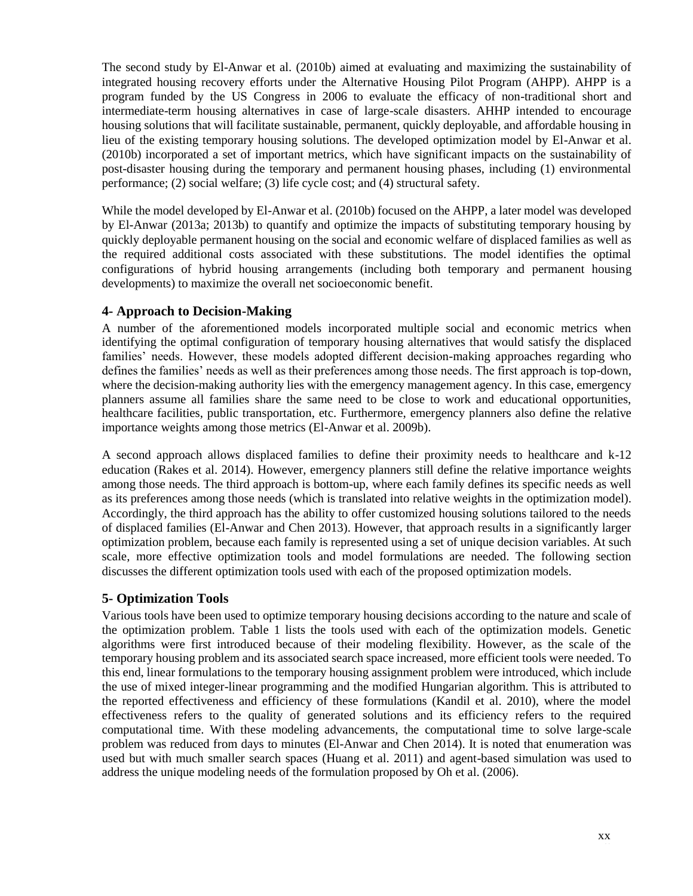The second study by El-Anwar et al. (2010b) aimed at evaluating and maximizing the sustainability of integrated housing recovery efforts under the Alternative Housing Pilot Program (AHPP). AHPP is a program funded by the US Congress in 2006 to evaluate the efficacy of non-traditional short and intermediate-term housing alternatives in case of large-scale disasters. AHHP intended to encourage housing solutions that will facilitate sustainable, permanent, quickly deployable, and affordable housing in lieu of the existing temporary housing solutions. The developed optimization model by El-Anwar et al. (2010b) incorporated a set of important metrics, which have significant impacts on the sustainability of post-disaster housing during the temporary and permanent housing phases, including (1) environmental performance; (2) social welfare; (3) life cycle cost; and (4) structural safety.

While the model developed by El-Anwar et al. (2010b) focused on the AHPP, a later model was developed by El-Anwar (2013a; 2013b) to quantify and optimize the impacts of substituting temporary housing by quickly deployable permanent housing on the social and economic welfare of displaced families as well as the required additional costs associated with these substitutions. The model identifies the optimal configurations of hybrid housing arrangements (including both temporary and permanent housing developments) to maximize the overall net socioeconomic benefit.

## 4- Approach to Decision-Making

A number of the aforementioned models incorporated multiple social and economic metrics when identifying the optimal configuration of temporary housing alternatives that would satisfy the displaced families' needs. However, these models adopted different decision-making approaches regarding who defines the families' needs as well as their preferences among those needs. The first approach is top-down, where the decision-making authority lies with the emergency management agency. In this case, emergency planners assume all families share the same need to be close to work and educational opportunities, healthcare facilities, public transportation, etc. Furthermore, emergency planners also define the relative importance weights among those metrics (El-Anwar et al. 2009b).

A second approach allows displaced families to define their proximity needs to healthcare and k-12 education (Rakes et al. 2014). However, emergency planners still define the relative importance weights among those needs. The third approach is bottom-up, where each family defines its specific needs as well as its preferences among those needs (which is translated into relative weights in the optimization model). Accordingly, the third approach has the ability to offer customized housing solutions tailored to the needs of displaced families (El-Anwar and Chen 2013). However, that approach results in a significantly larger optimization problem, because each family is represented using a set of unique decision variables. At such scale, more effective optimization tools and model formulations are needed. The following section discusses the different optimization tools used with each of the proposed optimization models.

## 5- Optimization Tools

Various tools have been used to optimize temporary housing decisions according to the nature and scale of the optimization problem. Table 1 lists the tools used with each of the optimization models. Genetic algorithms were first introduced because of their modeling flexibility. However, as the scale of the temporary housing problem and its associated search space increased, more efficient tools were needed. To this end, linear formulations to the temporary housing assignment problem were introduced, which include the use of mixed integer-linear programming and the modified Hungarian algorithm. This is attributed to the reported effectiveness and efficiency of these formulations (Kandil et al. 2010), where the model effectiveness refers to the quality of generated solutions and its efficiency refers to the required computational time. With these modeling advancements, the computational time to solve large-scale problem was reduced from days to minutes (El-Anwar and Chen 2014). It is noted that enumeration was used but with much smaller search spaces (Huang et al. 2011) and agent-based simulation was used to address the unique modeling needs of the formulation proposed by Oh et al. (2006).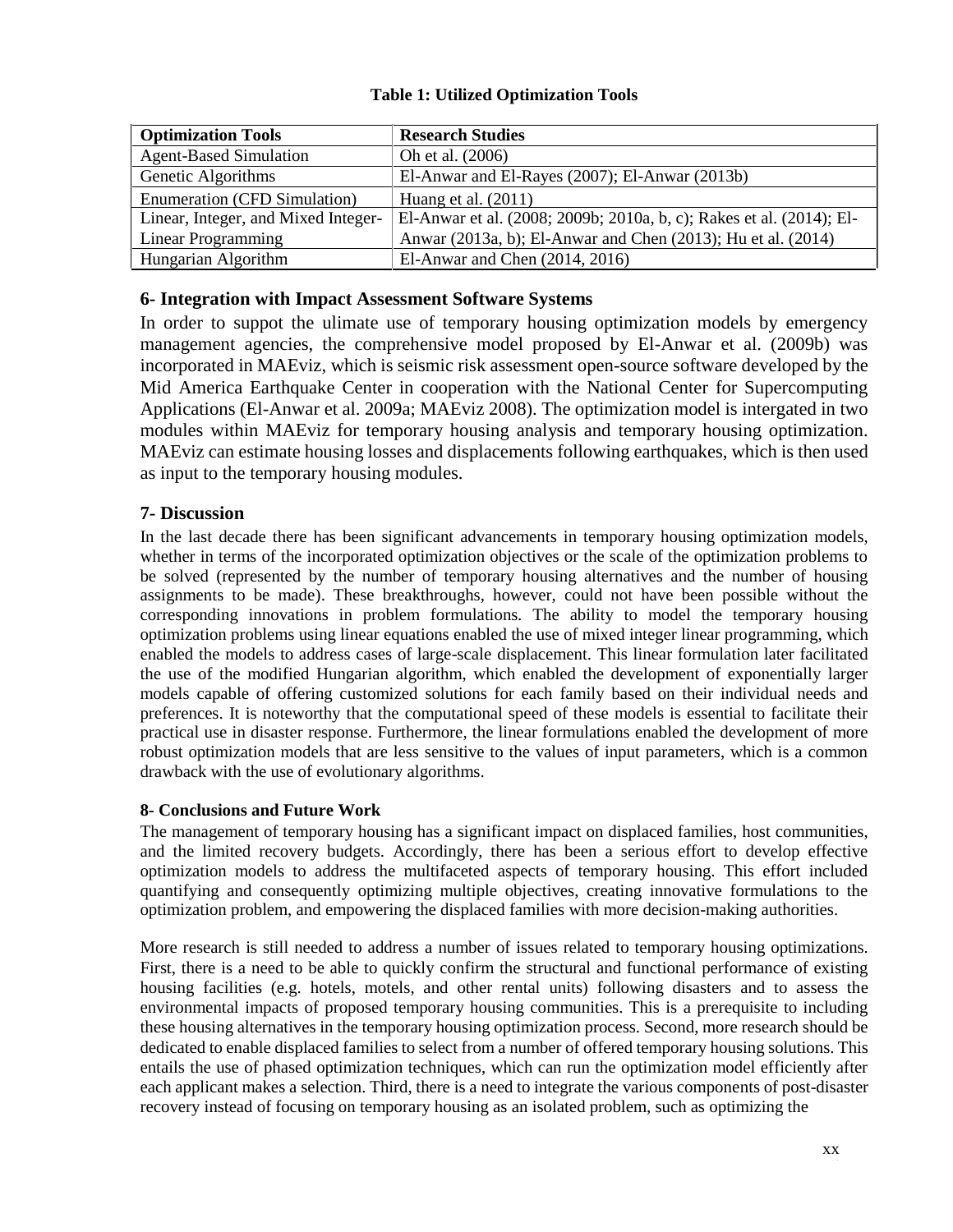**Table 1: Utilized Optimization Tools**

| Optimization Tools | Research Studies |
|---|---|
| Agent-Based Simulation | Oh et al. (2006) |
| Genetic Algorithms | El-Anwar and El-Rayes (2007); El-Anwar (2013b) |
| Enumeration (CFD Simulation) | Huang et al. (2011) |
| Linear, Integer, and Mixed Integer-Linear Programming | El-Anwar et al. (2008; 2009b; 2010a, b, c); Rakes et al. (2014); El-Anwar (2013a, b); El-Anwar and Chen (2013); Hu et al. (2014) |
| Hungarian Algorithm | El-Anwar and Chen (2014, 2016) |

## 6- Integration with Impact Assessment Software Systems

In order to suppot the ulimate use of temporary housing optimization models by emergency management agencies, the comprehensive model proposed by El-Anwar et al. (2009b) was incorporated in MAEviz, which is seismic risk assessment open-source software developed by the Mid America Earthquake Center in cooperation with the National Center for Supercomputing Applications (El-Anwar et al. 2009a; MAEviz 2008). The optimization model is intergated in two modules within MAEviz for temporary housing analysis and temporary housing optimization. MAEviz can estimate housing losses and displacements following earthquakes, which is then used as input to the temporary housing modules.

## 7- Discussion

In the last decade there has been significant advancements in temporary housing optimization models, whether in terms of the incorporated optimization objectives or the scale of the optimization problems to be solved (represented by the number of temporary housing alternatives and the number of housing assignments to be made). These breakthroughs, however, could not have been possible without the corresponding innovations in problem formulations. The ability to model the temporary housing optimization problems using linear equations enabled the use of mixed integer linear programming, which enabled the models to address cases of large-scale displacement. This linear formulation later facilitated the use of the modified Hungarian algorithm, which enabled the development of exponentially larger models capable of offering customized solutions for each family based on their individual needs and preferences. It is noteworthy that the computational speed of these models is essential to facilitate their practical use in disaster response. Furthermore, the linear formulations enabled the development of more robust optimization models that are less sensitive to the values of input parameters, which is a common drawback with the use of evolutionary algorithms.

## 8- Conclusions and Future Work

The management of temporary housing has a significant impact on displaced families, host communities, and the limited recovery budgets. Accordingly, there has been a serious effort to develop effective optimization models to address the multifaceted aspects of temporary housing. This effort included quantifying and consequently optimizing multiple objectives, creating innovative formulations to the optimization problem, and empowering the displaced families with more decision-making authorities.

More research is still needed to address a number of issues related to temporary housing optimizations. First, there is a need to be able to quickly confirm the structural and functional performance of existing housing facilities (e.g. hotels, motels, and other rental units) following disasters and to assess the environmental impacts of proposed temporary housing communities. This is a prerequisite to including these housing alternatives in the temporary housing optimization process. Second, more research should be dedicated to enable displaced families to select from a number of offered temporary housing solutions. This entails the use of phased optimization techniques, which can run the optimization model efficiently after each applicant makes a selection. Third, there is a need to integrate the various components of post-disaster recovery instead of focusing on temporary housing as an isolated problem, such as optimizing the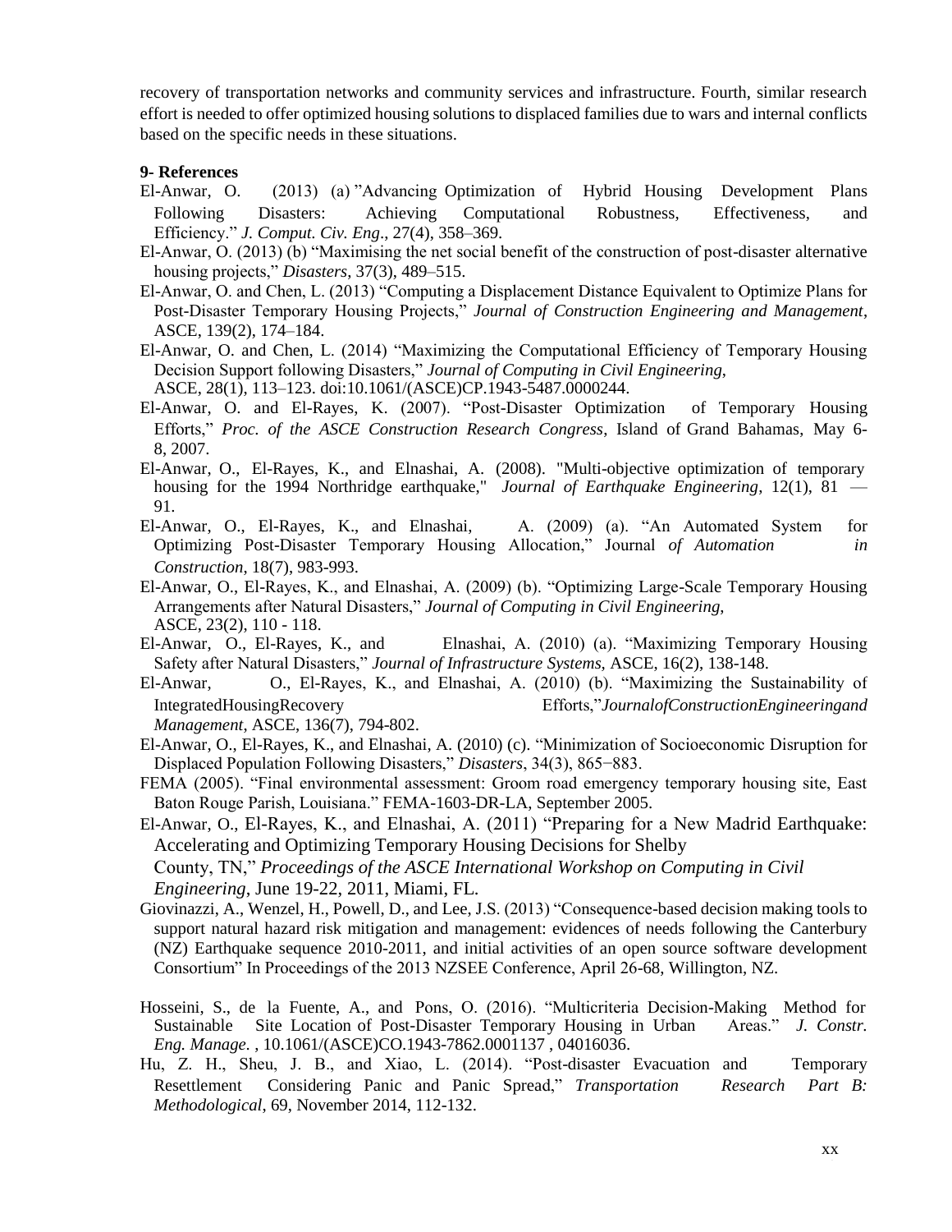recovery of transportation networks and community services and infrastructure. Fourth, similar research effort is needed to offer optimized housing solutions to displaced families due to wars and internal conflicts based on the specific needs in these situations.

**9- References**

El-Anwar, O. (2013) (a) "Advancing Optimization of Hybrid Housing Development Plans Following Disasters: Achieving Computational Robustness, Effectiveness, and Efficiency." *J. Comput. Civ. Eng*., 27(4), 358–369.

El-Anwar, O. (2013) (b) "Maximising the net social benefit of the construction of post-disaster alternative housing projects," *Disasters*, 37(3), 489–515.

El-Anwar, O. and Chen, L. (2013) "Computing a Displacement Distance Equivalent to Optimize Plans for Post-Disaster Temporary Housing Projects," *Journal of Construction Engineering and Management*, ASCE, 139(2), 174–184.

El-Anwar, O. and Chen, L. (2014) "Maximizing the Computational Efficiency of Temporary Housing Decision Support following Disasters," *Journal of Computing in Civil Engineering*, ASCE, 28(1), 113–123. doi:10.1061/(ASCE)CP.1943-5487.0000244.

El-Anwar, O. and El-Rayes, K. (2007). "Post-Disaster Optimization of Temporary Housing Efforts," *Proc. of the ASCE Construction Research Congress*, Island of Grand Bahamas, May 6-8, 2007.

El-Anwar, O., El-Rayes, K., and Elnashai, A. (2008). "Multi-objective optimization of temporary housing for the 1994 Northridge earthquake," *Journal of Earthquake Engineering*, 12(1), 81 — 91.

El-Anwar, O., El-Rayes, K., and Elnashai, A. (2009) (a). "An Automated System for Optimizing Post-Disaster Temporary Housing Allocation," Journal *of Automation in Construction*, 18(7), 983-993.

El-Anwar, O., El-Rayes, K., and Elnashai, A. (2009) (b). "Optimizing Large-Scale Temporary Housing Arrangements after Natural Disasters," *Journal of Computing in Civil Engineering*, ASCE, 23(2), 110 - 118.

El-Anwar, O., El-Rayes, K., and Elnashai, A. (2010) (a). "Maximizing Temporary Housing Safety after Natural Disasters," *Journal of Infrastructure Systems,* ASCE, 16(2), 138-148.

El-Anwar, O., El-Rayes, K., and Elnashai, A. (2010) (b). "Maximizing the Sustainability of IntegratedHousingRecovery Efforts,"*JournalofConstructionEngineeringand Management*, ASCE, 136(7), 794-802.

El-Anwar, O., El-Rayes, K., and Elnashai, A. (2010) (c). "Minimization of Socioeconomic Disruption for Displaced Population Following Disasters," *Disasters*, 34(3), 865−883.

FEMA (2005). "Final environmental assessment: Groom road emergency temporary housing site, East Baton Rouge Parish, Louisiana." FEMA-1603-DR-LA, September 2005.

El-Anwar, O., El-Rayes, K., and Elnashai, A. (2011) "Preparing for a New Madrid Earthquake: Accelerating and Optimizing Temporary Housing Decisions for Shelby County, TN," *Proceedings of the ASCE International Workshop on Computing in Civil Engineering*, June 19-22, 2011, Miami, FL.

Giovinazzi, A., Wenzel, H., Powell, D., and Lee, J.S. (2013) "Consequence-based decision making tools to support natural hazard risk mitigation and management: evidences of needs following the Canterbury (NZ) Earthquake sequence 2010-2011, and initial activities of an open source software development Consortium" In Proceedings of the 2013 NZSEE Conference, April 26-68, Willington, NZ.

Hosseini, S., de la Fuente, A., and Pons, O. (2016). "Multicriteria Decision-Making Method for Sustainable Site Location of Post-Disaster Temporary Housing in Urban Areas." *J. Constr. Eng. Manage.* , 10.1061/(ASCE)CO.1943-7862.0001137 , 04016036.

Hu, Z. H., Sheu, J. B., and Xiao, L. (2014). "Post-disaster Evacuation and Temporary Resettlement Considering Panic and Panic Spread," *Transportation Research Part B: Methodological*, 69, November 2014, 112-132.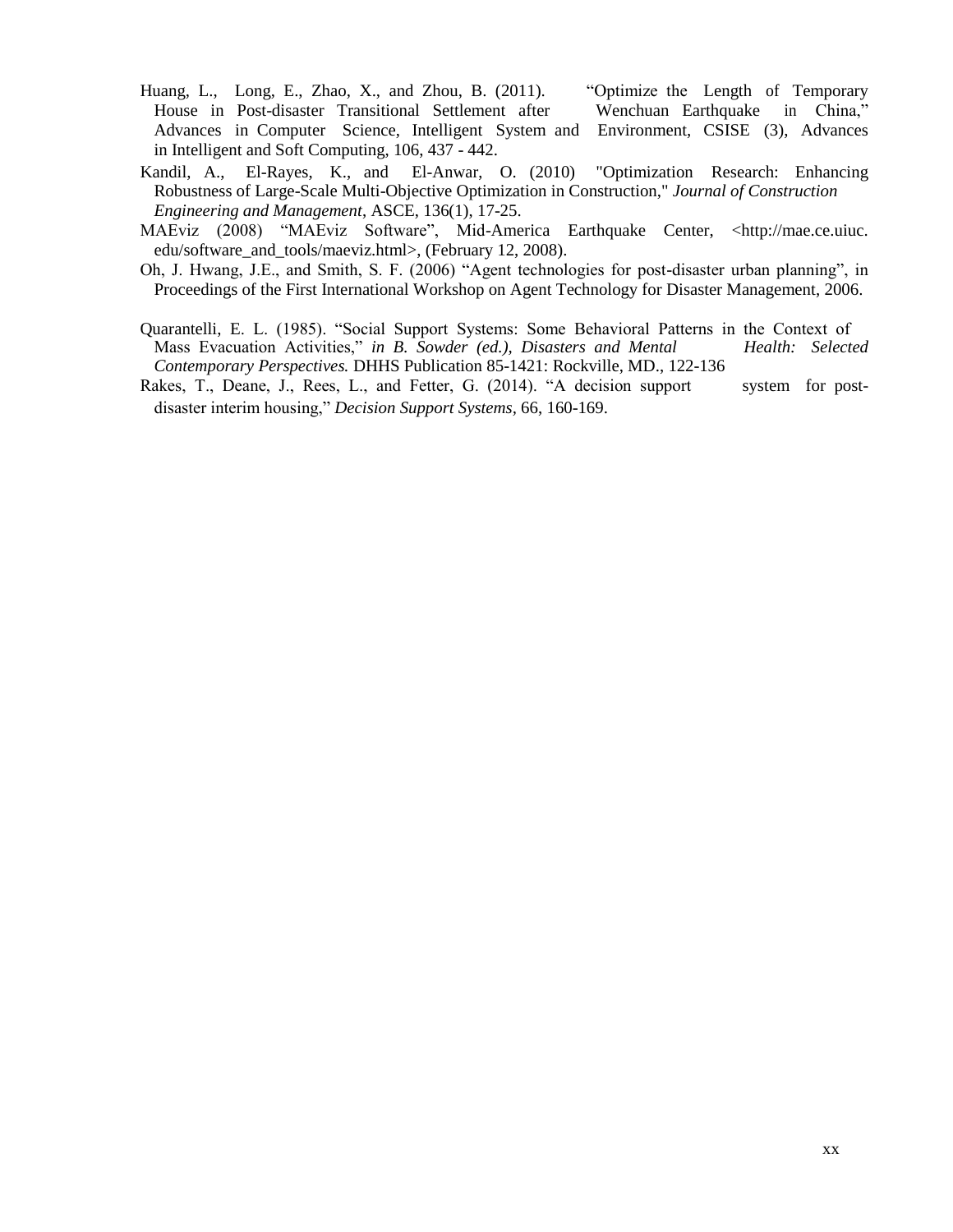Huang, L., Long, E., Zhao, X., and Zhou, B. (2011). "Optimize the Length of Temporary House in Post-disaster Transitional Settlement after Wenchuan Earthquake in China," Advances in Computer Science, Intelligent System and Environment, CSISE (3), Advances in Intelligent and Soft Computing, 106, 437 - 442.

Kandil, A., El-Rayes, K., and El-Anwar, O. (2010) "Optimization Research: Enhancing Robustness of Large-Scale Multi-Objective Optimization in Construction," *Journal of Construction Engineering and Management*, ASCE, 136(1), 17-25.

MAEviz (2008) "MAEviz Software", Mid-America Earthquake Center, <http://mae.ce.uiuc.edu/software_and_tools/maeviz.html>, (February 12, 2008).

Oh, J. Hwang, J.E., and Smith, S. F. (2006) "Agent technologies for post-disaster urban planning", in Proceedings of the First International Workshop on Agent Technology for Disaster Management, 2006.

Quarantelli, E. L. (1985). "Social Support Systems: Some Behavioral Patterns in the Context of Mass Evacuation Activities," *in B. Sowder (ed.), Disasters and Mental Health: Selected Contemporary Perspectives.* DHHS Publication 85-1421: Rockville, MD., 122-136

Rakes, T., Deane, J., Rees, L., and Fetter, G. (2014). "A decision support system for post-disaster interim housing," *Decision Support Systems*, 66, 160-169.